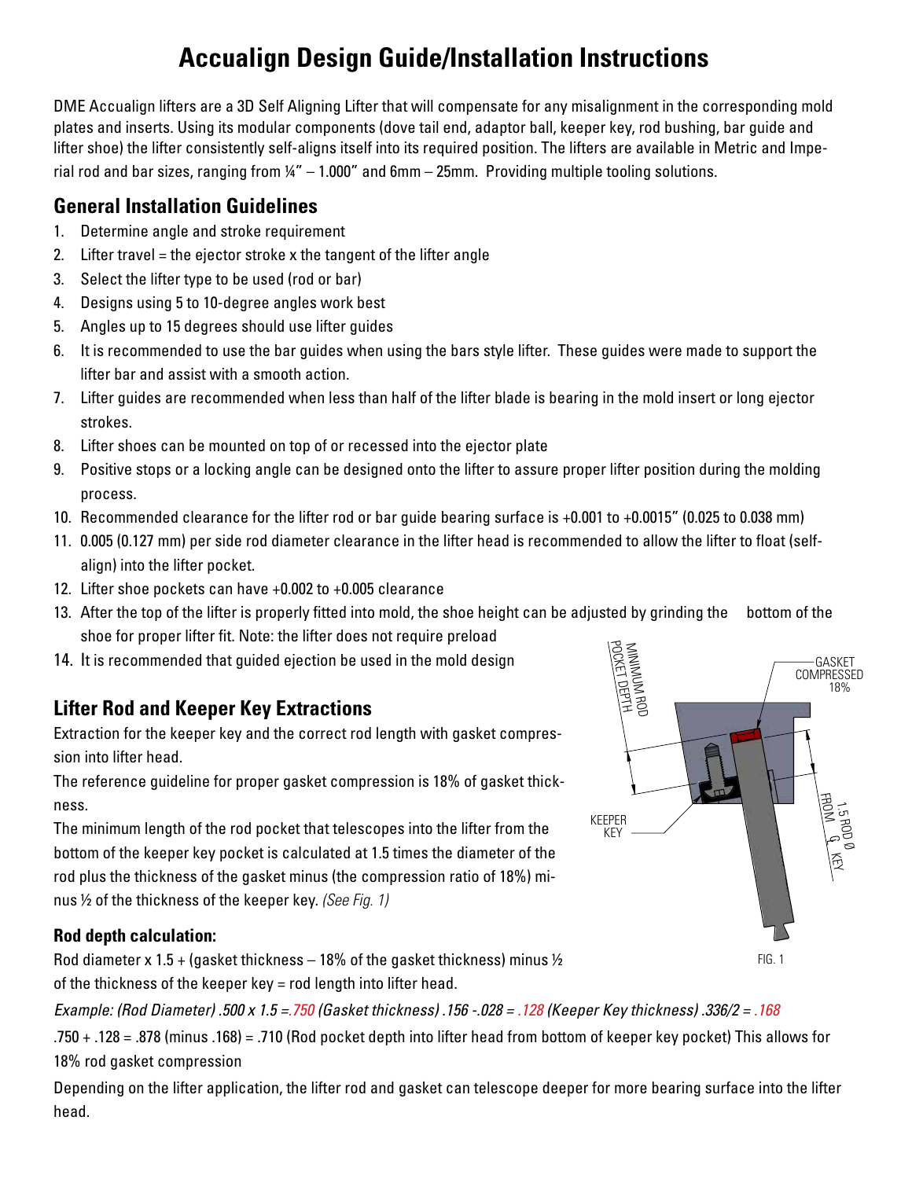# Accualign Design Guide/Installation Instructions

DME Accualign lifters are a 3D Self Aligning Lifter that will compensate for any misalignment in the corresponding mold plates and inserts. Using its modular components (dove tail end, adaptor ball, keeper key, rod bushing, bar guide and lifter shoe) the lifter consistently self-aligns itself into its required position. The lifters are available in Metric and Imperial rod and bar sizes, ranging from ¼" – 1.000" and 6mm – 25mm. Providing multiple tooling solutions.

## General Installation Guidelines

1. Determine angle and stroke requirement
2. Lifter travel = the ejector stroke x the tangent of the lifter angle
3. Select the lifter type to be used (rod or bar)
4. Designs using 5 to 10-degree angles work best
5. Angles up to 15 degrees should use lifter guides
6. It is recommended to use the bar guides when using the bars style lifter. These guides were made to support the lifter bar and assist with a smooth action.
7. Lifter guides are recommended when less than half of the lifter blade is bearing in the mold insert or long ejector strokes.
8. Lifter shoes can be mounted on top of or recessed into the ejector plate
9. Positive stops or a locking angle can be designed onto the lifter to assure proper lifter position during the molding process.
10. Recommended clearance for the lifter rod or bar guide bearing surface is +0.001 to +0.0015" (0.025 to 0.038 mm)
11. 0.005 (0.127 mm) per side rod diameter clearance in the lifter head is recommended to allow the lifter to float (self-align) into the lifter pocket.
12. Lifter shoe pockets can have +0.002 to +0.005 clearance
13. After the top of the lifter is properly fitted into mold, the shoe height can be adjusted by grinding the bottom of the shoe for proper lifter fit. Note: the lifter does not require preload
14. It is recommended that guided ejection be used in the mold design

## Lifter Rod and Keeper Key Extractions

Extraction for the keeper key and the correct rod length with gasket compression into lifter head.

The reference guideline for proper gasket compression is 18% of gasket thickness.

The minimum length of the rod pocket that telescopes into the lifter from the bottom of the keeper key pocket is calculated at 1.5 times the diameter of the rod plus the thickness of the gasket minus (the compression ratio of 18%) minus ½ of the thickness of the keeper key. *(See Fig. 1)*

MINIMUM ROD POCKET DEPTH

GASKET COMPRESSED 18%

KEEPER KEY

1.5 ROD Ø FROM ℄ KEY

FIG. 1

### Rod depth calculation:

Rod diameter x 1.5 + (gasket thickness – 18% of the gasket thickness) minus ½ of the thickness of the keeper key = rod length into lifter head.

*Example: (Rod Diameter) .500 x 1.5 =.750 (Gasket thickness) .156 -.028 = .128 (Keeper Key thickness) .336/2 = .168*

.750 + .128 = .878 (minus .168) = .710 (Rod pocket depth into lifter head from bottom of keeper key pocket) This allows for 18% rod gasket compression

Depending on the lifter application, the lifter rod and gasket can telescope deeper for more bearing surface into the lifter head.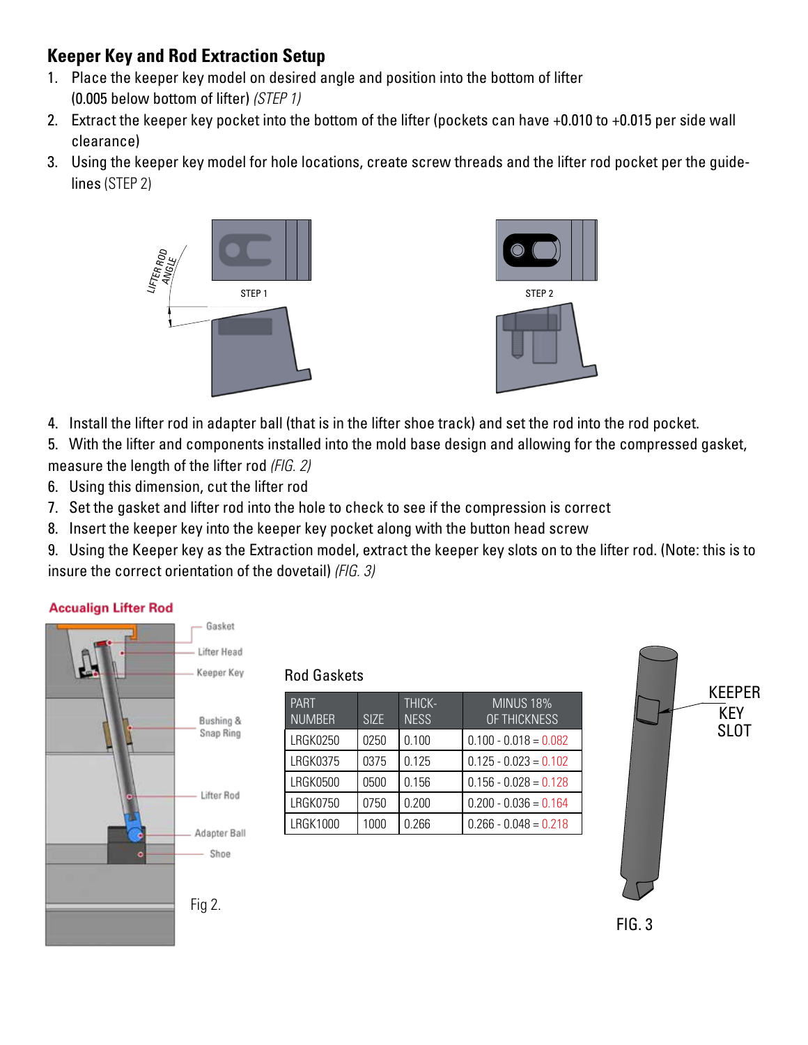## Keeper Key and Rod Extraction Setup

1. Place the keeper key model on desired angle and position into the bottom of lifter (0.005 below bottom of lifter) *(STEP 1)*
2. Extract the keeper key pocket into the bottom of the lifter (pockets can have +0.010 to +0.015 per side wall clearance)
3. Using the keeper key model for hole locations, create screw threads and the lifter rod pocket per the guidelines (STEP 2)

LIFTER ROD ANGLE

STEP 1

STEP 2

4. Install the lifter rod in adapter ball (that is in the lifter shoe track) and set the rod into the rod pocket.
5. With the lifter and components installed into the mold base design and allowing for the compressed gasket, measure the length of the lifter rod *(FIG. 2)*
6. Using this dimension, cut the lifter rod
7. Set the gasket and lifter rod into the hole to check to see if the compression is correct
8. Insert the keeper key into the keeper key pocket along with the button head screw
9. Using the Keeper key as the Extraction model, extract the keeper key slots on to the lifter rod. (Note: this is to insure the correct orientation of the dovetail) *(FIG. 3)*

**Accualign Lifter Rod**

Gasket

Lifter Head

Keeper Key

Bushing & Snap Ring

Lifter Rod

Adapter Ball

Shoe

Fig 2.

Rod Gaskets

| PART NUMBER | SIZE | THICKNESS | MINUS 18% OF THICKNESS |
|---|---|---|---|
| LRGK0250 | 0250 | 0.100 | 0.100 - 0.018 = 0.082 |
| LRGK0375 | 0375 | 0.125 | 0.125 - 0.023 = 0.102 |
| LRGK0500 | 0500 | 0.156 | 0.156 - 0.028 = 0.128 |
| LRGK0750 | 0750 | 0.200 | 0.200 - 0.036 = 0.164 |
| LRGK1000 | 1000 | 0.266 | 0.266 - 0.048 = 0.218 |

KEEPER KEY SLOT

FIG. 3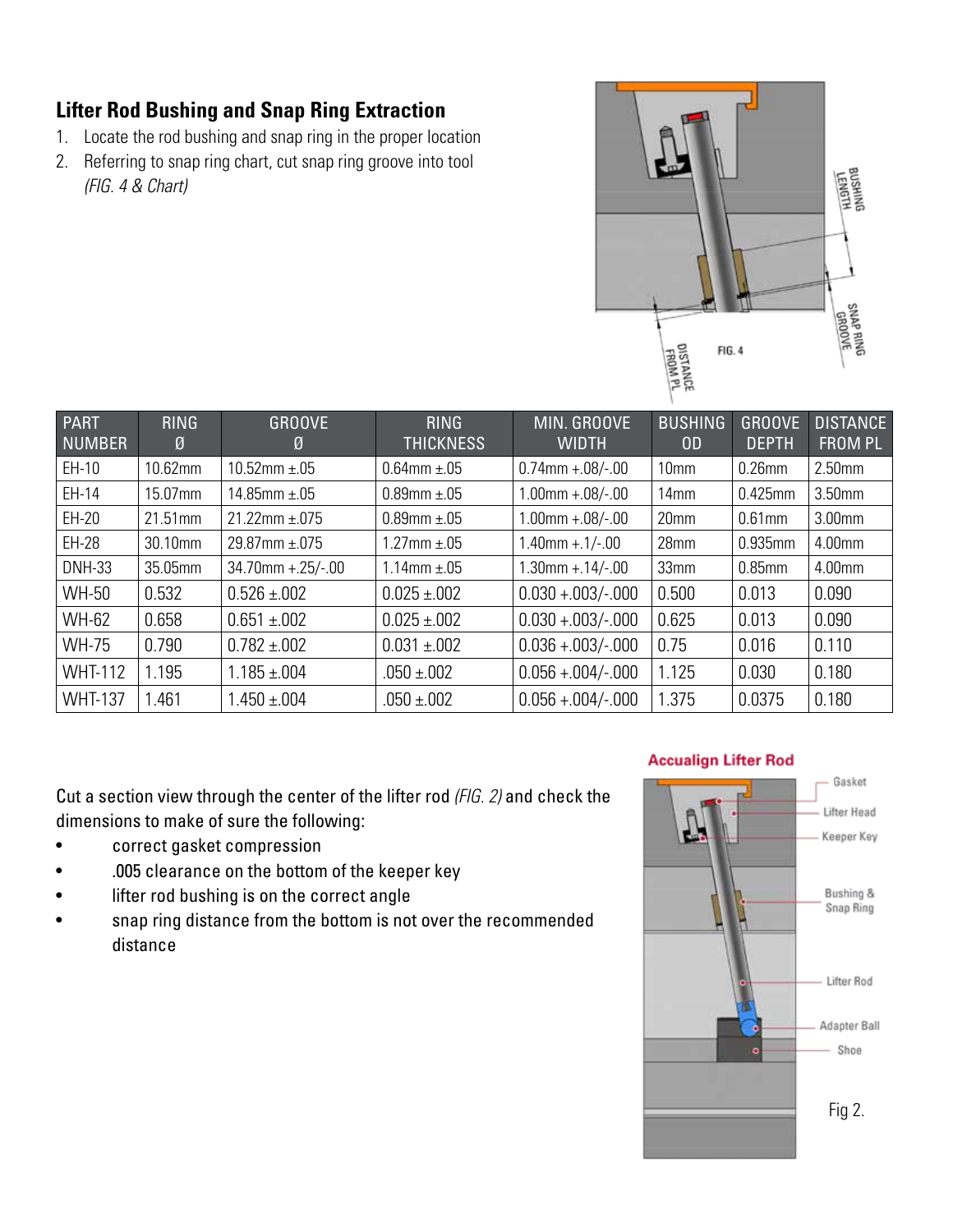## Lifter Rod Bushing and Snap Ring Extraction

1. Locate the rod bushing and snap ring in the proper location
2. Referring to snap ring chart, cut snap ring groove into tool *(FIG. 4 & Chart)*

| PART NUMBER | RING Ø | GROOVE Ø | RING THICKNESS | MIN. GROOVE WIDTH | BUSHING OD | GROOVE DEPTH | DISTANCE FROM PL |
|---|---|---|---|---|---|---|---|
| EH-10 | 10.62mm | 10.52mm ±.05 | 0.64mm ±.05 | 0.74mm +.08/-.00 | 10mm | 0.26mm | 2.50mm |
| EH-14 | 15.07mm | 14.85mm ±.05 | 0.89mm ±.05 | 1.00mm +.08/-.00 | 14mm | 0.425mm | 3.50mm |
| EH-20 | 21.51mm | 21.22mm ±.075 | 0.89mm ±.05 | 1.00mm +.08/-.00 | 20mm | 0.61mm | 3.00mm |
| EH-28 | 30.10mm | 29.87mm ±.075 | 1.27mm ±.05 | 1.40mm +.1/-.00 | 28mm | 0.935mm | 4.00mm |
| DNH-33 | 35.05mm | 34.70mm +.25/-.00 | 1.14mm ±.05 | 1.30mm +.14/-.00 | 33mm | 0.85mm | 4.00mm |
| WH-50 | 0.532 | 0.526 ±.002 | 0.025 ±.002 | 0.030 +.003/-.000 | 0.500 | 0.013 | 0.090 |
| WH-62 | 0.658 | 0.651 ±.002 | 0.025 ±.002 | 0.030 +.003/-.000 | 0.625 | 0.013 | 0.090 |
| WH-75 | 0.790 | 0.782 ±.002 | 0.031 ±.002 | 0.036 +.003/-.000 | 0.75 | 0.016 | 0.110 |
| WHT-112 | 1.195 | 1.185 ±.004 | .050 ±.002 | 0.056 +.004/-.000 | 1.125 | 0.030 | 0.180 |
| WHT-137 | 1.461 | 1.450 ±.004 | .050 ±.002 | 0.056 +.004/-.000 | 1.375 | 0.0375 | 0.180 |

Cut a section view through the center of the lifter rod *(FIG. 2)* and check the dimensions to make of sure the following:

- correct gasket compression
- .005 clearance on the bottom of the keeper key
- lifter rod bushing is on the correct angle
- snap ring distance from the bottom is not over the recommended distance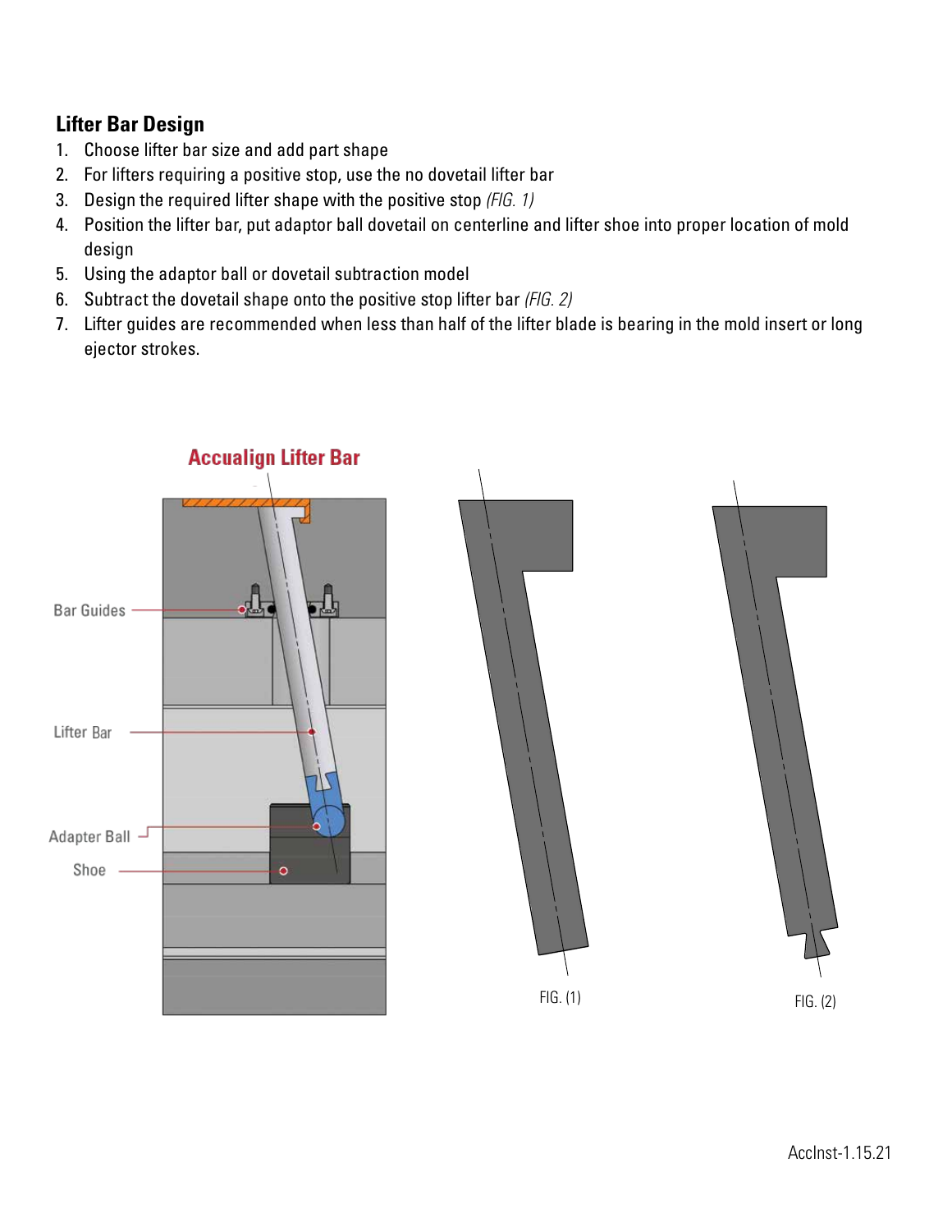## Lifter Bar Design

1. Choose lifter bar size and add part shape
2. For lifters requiring a positive stop, use the no dovetail lifter bar
3. Design the required lifter shape with the positive stop *(FIG. 1)*
4. Position the lifter bar, put adaptor ball dovetail on centerline and lifter shoe into proper location of mold design
5. Using the adaptor ball or dovetail subtraction model
6. Subtract the dovetail shape onto the positive stop lifter bar *(FIG. 2)*
7. Lifter guides are recommended when less than half of the lifter blade is bearing in the mold insert or long ejector strokes.

**Accualign Lifter Bar**

Bar Guides

Lifter Bar

Adapter Ball

Shoe

FIG. (1)

FIG. (2)

AccInst-1.15.21